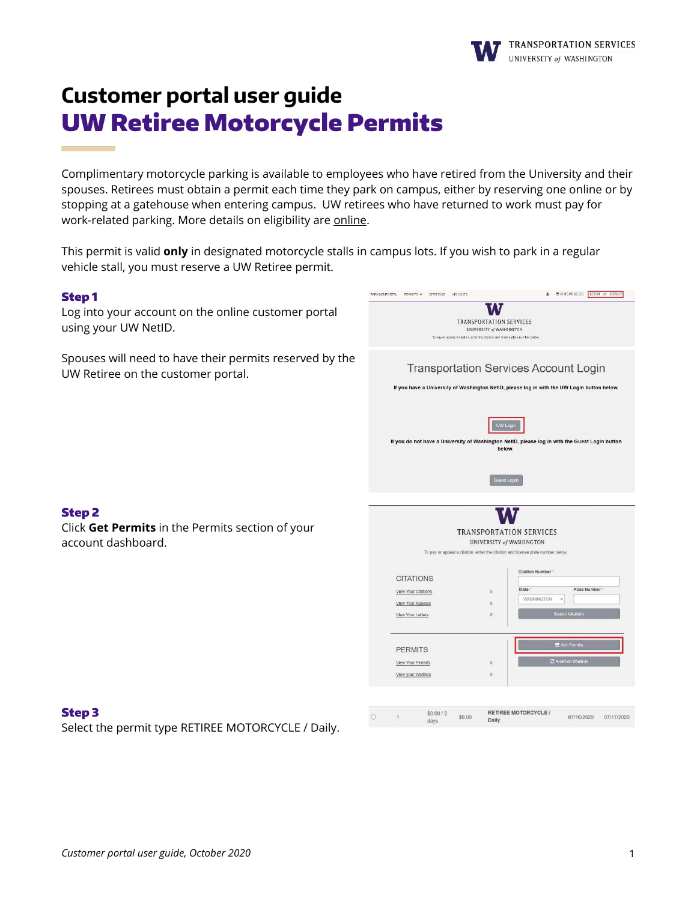# Customer portal user guide
# UW Retiree Motorcycle Permits

Complimentary motorcycle parking is available to employees who have retired from the University and their spouses. Retirees must obtain a permit each time they park on campus, either by reserving one online or by stopping at a gatehouse when entering campus. UW retirees who have returned to work must pay for work-related parking. More details on eligibility are online.

This permit is valid **only** in designated motorcycle stalls in campus lots. If you wish to park in a regular vehicle stall, you must reserve a UW Retiree permit.

### Step 1

Log into your account on the online customer portal using your UW NetID.

Spouses will need to have their permits reserved by the UW Retiree on the customer portal.

### Step 2

Click **Get Permits** in the Permits section of your account dashboard.

### Step 3

Select the permit type RETIREE MOTORCYCLE / Daily.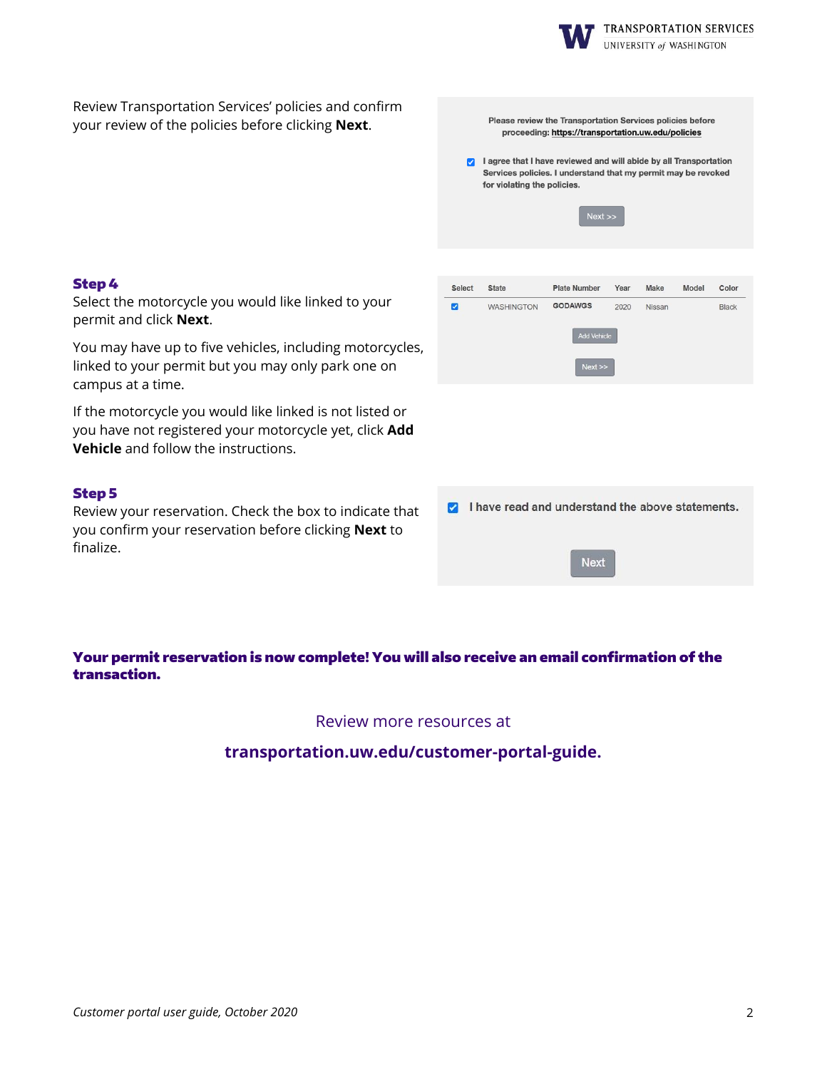Review Transportation Services' policies and confirm your review of the policies before clicking **Next**.

Please review the Transportation Services policies before proceeding: https://transportation.uw.edu/policies

☑ I agree that I have reviewed and will abide by all Transportation Services policies. I understand that my permit may be revoked for violating the policies.

Next >>

## Step 4

Select the motorcycle you would like linked to your permit and click **Next**.

You may have up to five vehicles, including motorcycles, linked to your permit but you may only park one on campus at a time.

If the motorcycle you would like linked is not listed or you have not registered your motorcycle yet, click **Add Vehicle** and follow the instructions.

| Select | State | Plate Number | Year | Make | Model | Color |
|---|---|---|---|---|---|---|
| ☑ | WASHINGTON | GODAWGS | 2020 | Nissan | | Black |

Add Vehicle

Next >>

## Step 5

Review your reservation. Check the box to indicate that you confirm your reservation before clicking **Next** to finalize.

☑ I have read and understand the above statements.

Next

**Your permit reservation is now complete! You will also receive an email confirmation of the transaction.**

Review more resources at

**transportation.uw.edu/customer-portal-guide.**

*Customer portal user guide, October 2020*